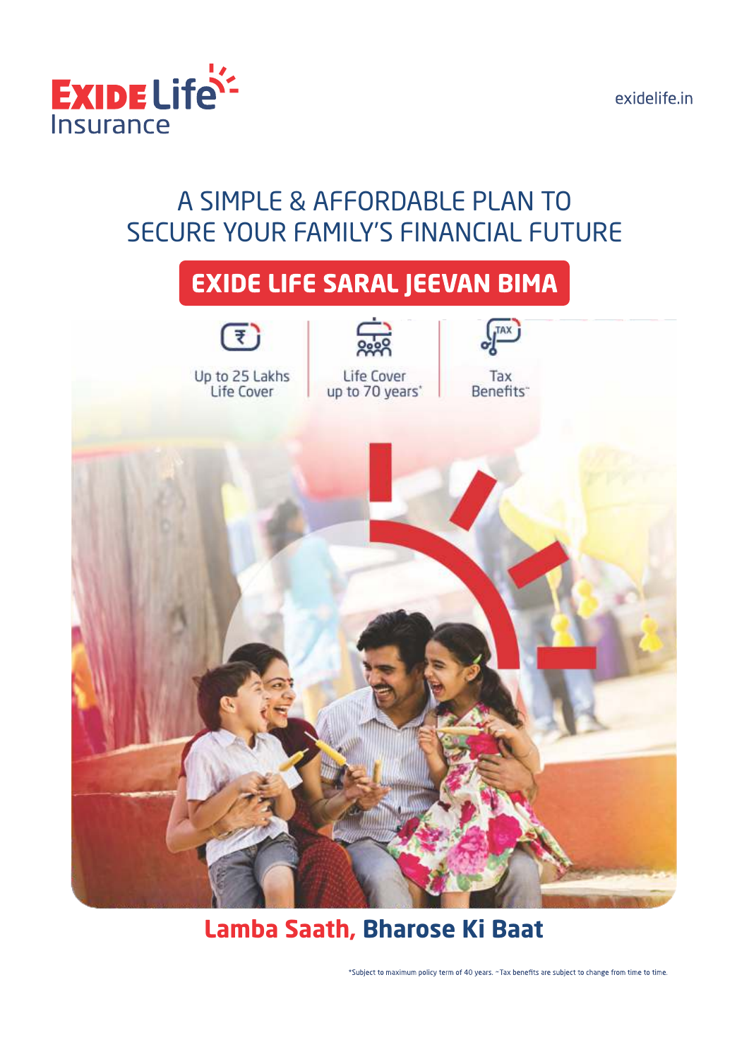Exide Life Insurance

exidelife.in

# A SIMPLE & AFFORDABLE PLAN TO SECURE YOUR FAMILY'S FINANCIAL FUTURE

## EXIDE LIFE SARAL JEEVAN BIMA

- Up to 25 Lakhs Life Cover
- Life Cover up to 70 years*
- Tax Benefits~

**Lamba Saath, Bharose Ki Baat**

*Subject to maximum policy term of 40 years. ~Tax benefits are subject to change from time to time.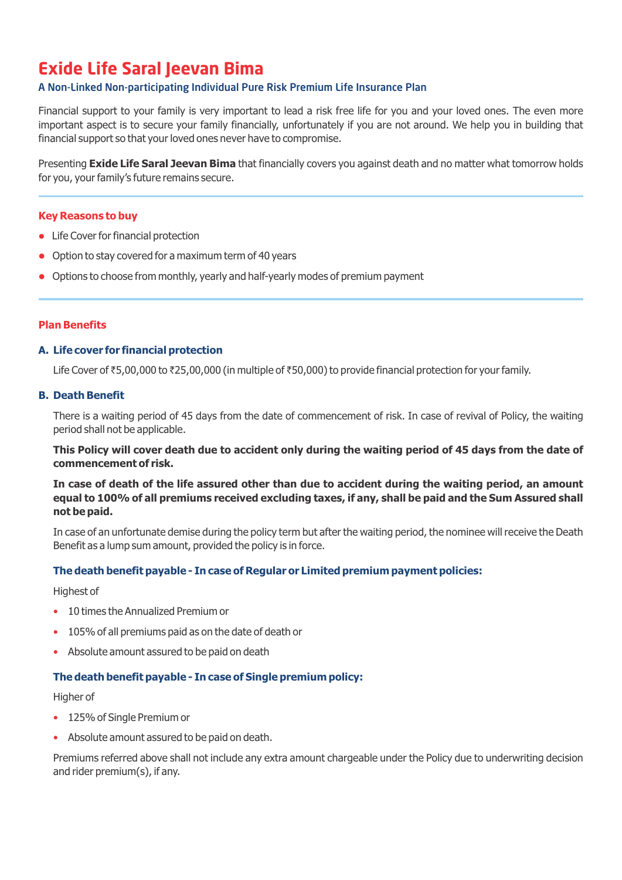# Exide Life Saral Jeevan Bima

### A Non-Linked Non-participating Individual Pure Risk Premium Life Insurance Plan

Financial support to your family is very important to lead a risk free life for you and your loved ones. The even more important aspect is to secure your family financially, unfortunately if you are not around. We help you in building that financial support so that your loved ones never have to compromise.

Presenting **Exide Life Saral Jeevan Bima** that financially covers you against death and no matter what tomorrow holds for you, your family's future remains secure.

---

## Key Reasons to buy

- Life Cover for financial protection
- Option to stay covered for a maximum term of 40 years
- Options to choose from monthly, yearly and half-yearly modes of premium payment

---

## Plan Benefits

### A. Life cover for financial protection

Life Cover of ₹5,00,000 to ₹25,00,000 (in multiple of ₹50,000) to provide financial protection for your family.

### B. Death Benefit

There is a waiting period of 45 days from the date of commencement of risk. In case of revival of Policy, the waiting period shall not be applicable.

**This Policy will cover death due to accident only during the waiting period of 45 days from the date of commencement of risk.**

**In case of death of the life assured other than due to accident during the waiting period, an amount equal to 100% of all premiums received excluding taxes, if any, shall be paid and the Sum Assured shall not be paid.**

In case of an unfortunate demise during the policy term but after the waiting period, the nominee will receive the Death Benefit as a lump sum amount, provided the policy is in force.

#### The death benefit payable - In case of Regular or Limited premium payment policies:

Highest of

- 10 times the Annualized Premium or
- 105% of all premiums paid as on the date of death or
- Absolute amount assured to be paid on death

#### The death benefit payable - In case of Single premium policy:

Higher of

- 125% of Single Premium or
- Absolute amount assured to be paid on death.

Premiums referred above shall not include any extra amount chargeable under the Policy due to underwriting decision and rider premium(s), if any.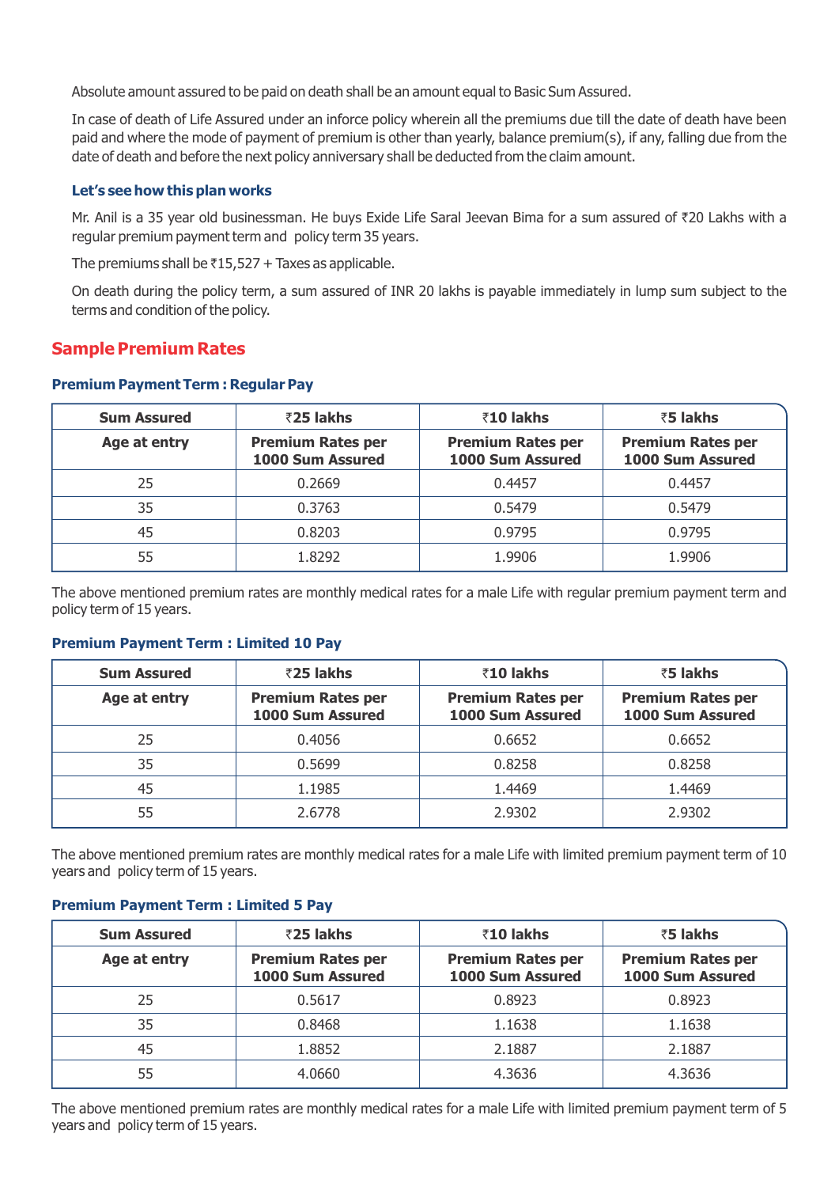Absolute amount assured to be paid on death shall be an amount equal to Basic Sum Assured.

In case of death of Life Assured under an inforce policy wherein all the premiums due till the date of death have been paid and where the mode of payment of premium is other than yearly, balance premium(s), if any, falling due from the date of death and before the next policy anniversary shall be deducted from the claim amount.

### Let's see how this plan works

Mr. Anil is a 35 year old businessman. He buys Exide Life Saral Jeevan Bima for a sum assured of ₹20 Lakhs with a regular premium payment term and policy term 35 years.

The premiums shall be ₹15,527 + Taxes as applicable.

On death during the policy term, a sum assured of INR 20 lakhs is payable immediately in lump sum subject to the terms and condition of the policy.

## Sample Premium Rates

### Premium Payment Term : Regular Pay

| Sum Assured | ₹25 lakhs | ₹10 lakhs | ₹5 lakhs |
|---|---|---|---|
| **Age at entry** | **Premium Rates per 1000 Sum Assured** | **Premium Rates per 1000 Sum Assured** | **Premium Rates per 1000 Sum Assured** |
| 25 | 0.2669 | 0.4457 | 0.4457 |
| 35 | 0.3763 | 0.5479 | 0.5479 |
| 45 | 0.8203 | 0.9795 | 0.9795 |
| 55 | 1.8292 | 1.9906 | 1.9906 |

The above mentioned premium rates are monthly medical rates for a male Life with regular premium payment term and policy term of 15 years.

### Premium Payment Term : Limited 10 Pay

| Sum Assured | ₹25 lakhs | ₹10 lakhs | ₹5 lakhs |
|---|---|---|---|
| **Age at entry** | **Premium Rates per 1000 Sum Assured** | **Premium Rates per 1000 Sum Assured** | **Premium Rates per 1000 Sum Assured** |
| 25 | 0.4056 | 0.6652 | 0.6652 |
| 35 | 0.5699 | 0.8258 | 0.8258 |
| 45 | 1.1985 | 1.4469 | 1.4469 |
| 55 | 2.6778 | 2.9302 | 2.9302 |

The above mentioned premium rates are monthly medical rates for a male Life with limited premium payment term of 10 years and policy term of 15 years.

### Premium Payment Term : Limited 5 Pay

| Sum Assured | ₹25 lakhs | ₹10 lakhs | ₹5 lakhs |
|---|---|---|---|
| **Age at entry** | **Premium Rates per 1000 Sum Assured** | **Premium Rates per 1000 Sum Assured** | **Premium Rates per 1000 Sum Assured** |
| 25 | 0.5617 | 0.8923 | 0.8923 |
| 35 | 0.8468 | 1.1638 | 1.1638 |
| 45 | 1.8852 | 2.1887 | 2.1887 |
| 55 | 4.0660 | 4.3636 | 4.3636 |

The above mentioned premium rates are monthly medical rates for a male Life with limited premium payment term of 5 years and policy term of 15 years.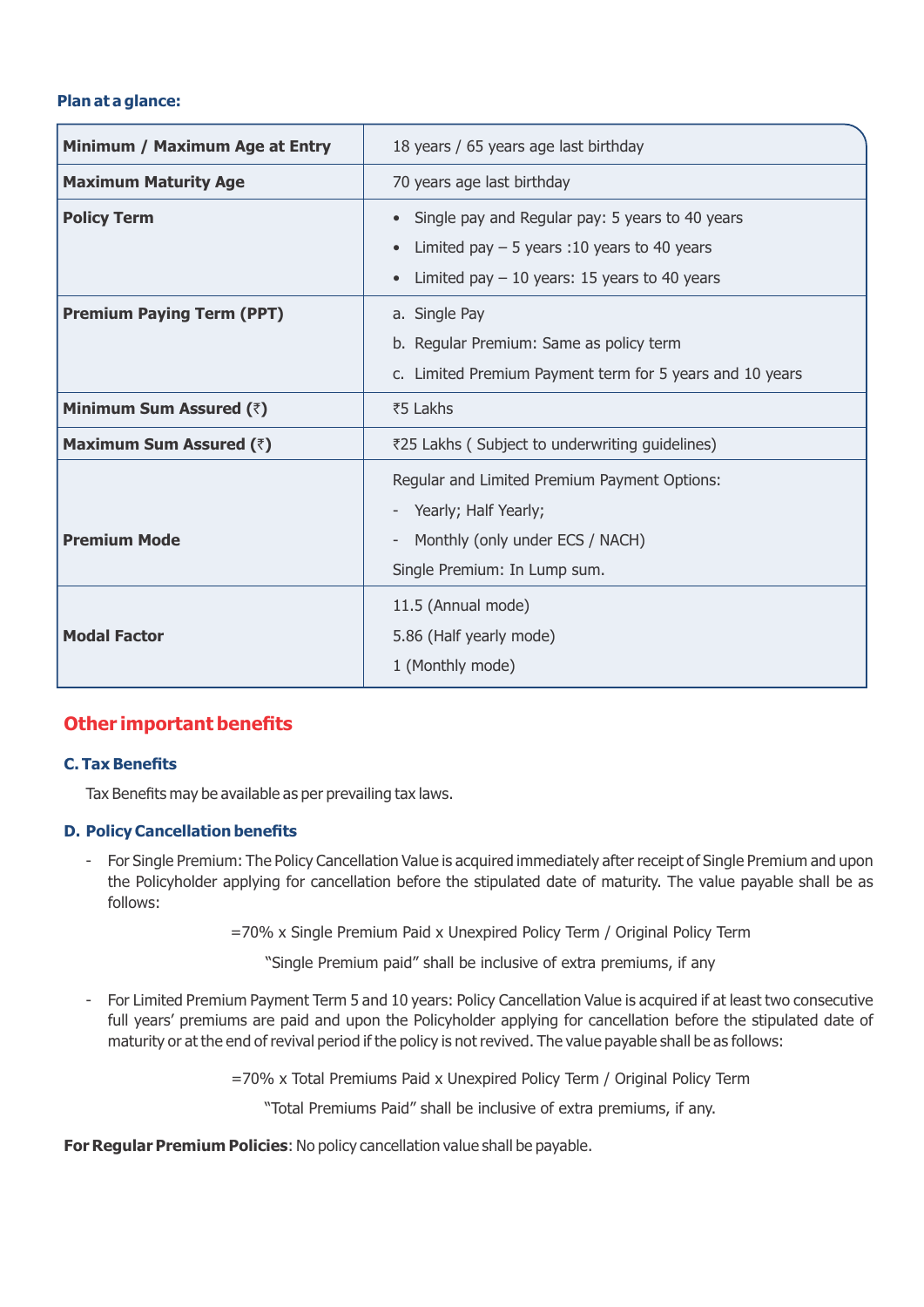**Plan at a glance:**

| | |
|---|---|
| **Minimum / Maximum Age at Entry** | 18 years / 65 years age last birthday |
| **Maximum Maturity Age** | 70 years age last birthday |
| **Policy Term** | • Single pay and Regular pay: 5 years to 40 years<br>• Limited pay – 5 years :10 years to 40 years<br>• Limited pay – 10 years: 15 years to 40 years |
| **Premium Paying Term (PPT)** | a. Single Pay<br>b. Regular Premium: Same as policy term<br>c. Limited Premium Payment term for 5 years and 10 years |
| **Minimum Sum Assured (₹)** | ₹5 Lakhs |
| **Maximum Sum Assured (₹)** | ₹25 Lakhs ( Subject to underwriting guidelines) |
| **Premium Mode** | Regular and Limited Premium Payment Options:<br>- Yearly; Half Yearly;<br>- Monthly (only under ECS / NACH)<br>Single Premium: In Lump sum. |
| **Modal Factor** | 11.5 (Annual mode)<br>5.86 (Half yearly mode)<br>1 (Monthly mode) |

## Other important benefits

### C. Tax Benefits

Tax Benefits may be available as per prevailing tax laws.

### D. Policy Cancellation benefits

- For Single Premium: The Policy Cancellation Value is acquired immediately after receipt of Single Premium and upon the Policyholder applying for cancellation before the stipulated date of maturity. The value payable shall be as follows:

  =70% x Single Premium Paid x Unexpired Policy Term / Original Policy Term

  "Single Premium paid" shall be inclusive of extra premiums, if any

- For Limited Premium Payment Term 5 and 10 years: Policy Cancellation Value is acquired if at least two consecutive full years' premiums are paid and upon the Policyholder applying for cancellation before the stipulated date of maturity or at the end of revival period if the policy is not revived. The value payable shall be as follows:

  =70% x Total Premiums Paid x Unexpired Policy Term / Original Policy Term

  "Total Premiums Paid" shall be inclusive of extra premiums, if any.

**For Regular Premium Policies**: No policy cancellation value shall be payable.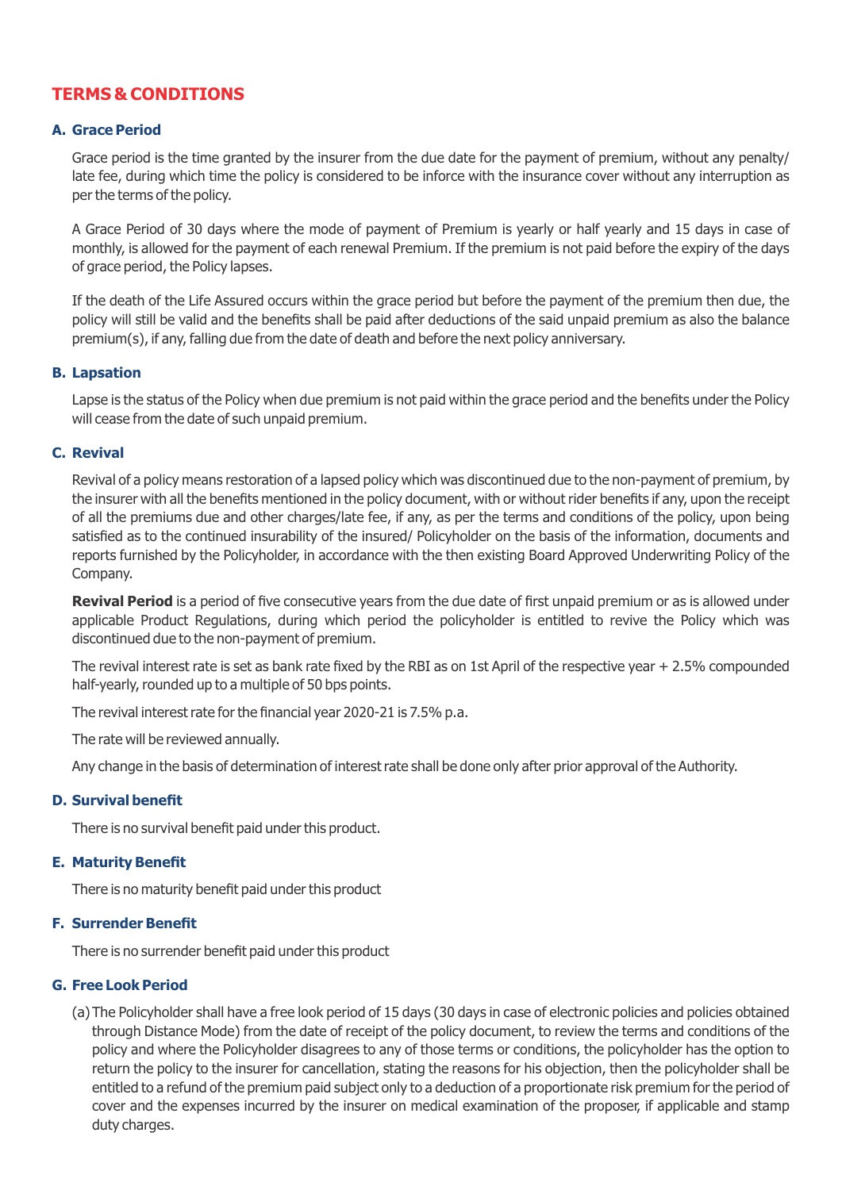## TERMS & CONDITIONS

### A. Grace Period

Grace period is the time granted by the insurer from the due date for the payment of premium, without any penalty/ late fee, during which time the policy is considered to be inforce with the insurance cover without any interruption as per the terms of the policy.

A Grace Period of 30 days where the mode of payment of Premium is yearly or half yearly and 15 days in case of monthly, is allowed for the payment of each renewal Premium. If the premium is not paid before the expiry of the days of grace period, the Policy lapses.

If the death of the Life Assured occurs within the grace period but before the payment of the premium then due, the policy will still be valid and the benefits shall be paid after deductions of the said unpaid premium as also the balance premium(s), if any, falling due from the date of death and before the next policy anniversary.

### B. Lapsation

Lapse is the status of the Policy when due premium is not paid within the grace period and the benefits under the Policy will cease from the date of such unpaid premium.

### C. Revival

Revival of a policy means restoration of a lapsed policy which was discontinued due to the non-payment of premium, by the insurer with all the benefits mentioned in the policy document, with or without rider benefits if any, upon the receipt of all the premiums due and other charges/late fee, if any, as per the terms and conditions of the policy, upon being satisfied as to the continued insurability of the insured/ Policyholder on the basis of the information, documents and reports furnished by the Policyholder, in accordance with the then existing Board Approved Underwriting Policy of the Company.

**Revival Period** is a period of five consecutive years from the due date of first unpaid premium or as is allowed under applicable Product Regulations, during which period the policyholder is entitled to revive the Policy which was discontinued due to the non-payment of premium.

The revival interest rate is set as bank rate fixed by the RBI as on 1st April of the respective year + 2.5% compounded half-yearly, rounded up to a multiple of 50 bps points.

The revival interest rate for the financial year 2020-21 is 7.5% p.a.

The rate will be reviewed annually.

Any change in the basis of determination of interest rate shall be done only after prior approval of the Authority.

### D. Survival benefit

There is no survival benefit paid under this product.

### E. Maturity Benefit

There is no maturity benefit paid under this product

### F. Surrender Benefit

There is no surrender benefit paid under this product

### G. Free Look Period

(a) The Policyholder shall have a free look period of 15 days (30 days in case of electronic policies and policies obtained through Distance Mode) from the date of receipt of the policy document, to review the terms and conditions of the policy and where the Policyholder disagrees to any of those terms or conditions, the policyholder has the option to return the policy to the insurer for cancellation, stating the reasons for his objection, then the policyholder shall be entitled to a refund of the premium paid subject only to a deduction of a proportionate risk premium for the period of cover and the expenses incurred by the insurer on medical examination of the proposer, if applicable and stamp duty charges.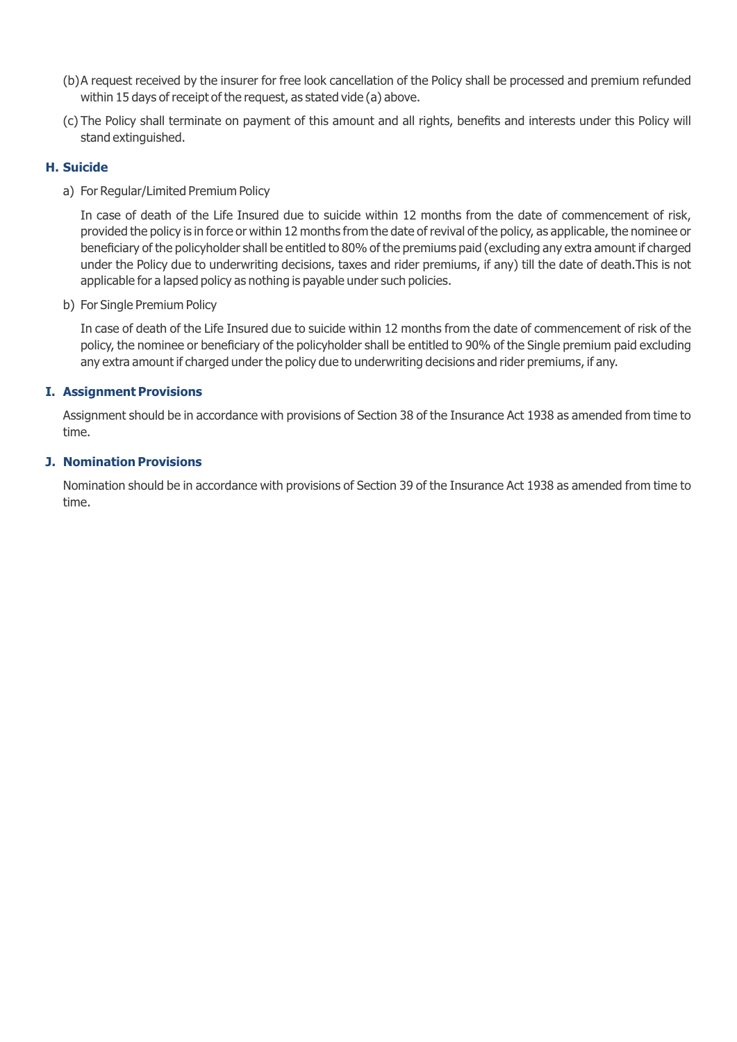(b) A request received by the insurer for free look cancellation of the Policy shall be processed and premium refunded within 15 days of receipt of the request, as stated vide (a) above.

(c) The Policy shall terminate on payment of this amount and all rights, benefits and interests under this Policy will stand extinguished.

## H. Suicide

a) For Regular/Limited Premium Policy

In case of death of the Life Insured due to suicide within 12 months from the date of commencement of risk, provided the policy is in force or within 12 months from the date of revival of the policy, as applicable, the nominee or beneficiary of the policyholder shall be entitled to 80% of the premiums paid (excluding any extra amount if charged under the Policy due to underwriting decisions, taxes and rider premiums, if any) till the date of death.This is not applicable for a lapsed policy as nothing is payable under such policies.

b) For Single Premium Policy

In case of death of the Life Insured due to suicide within 12 months from the date of commencement of risk of the policy, the nominee or beneficiary of the policyholder shall be entitled to 90% of the Single premium paid excluding any extra amount if charged under the policy due to underwriting decisions and rider premiums, if any.

## I. Assignment Provisions

Assignment should be in accordance with provisions of Section 38 of the Insurance Act 1938 as amended from time to time.

## J. Nomination Provisions

Nomination should be in accordance with provisions of Section 39 of the Insurance Act 1938 as amended from time to time.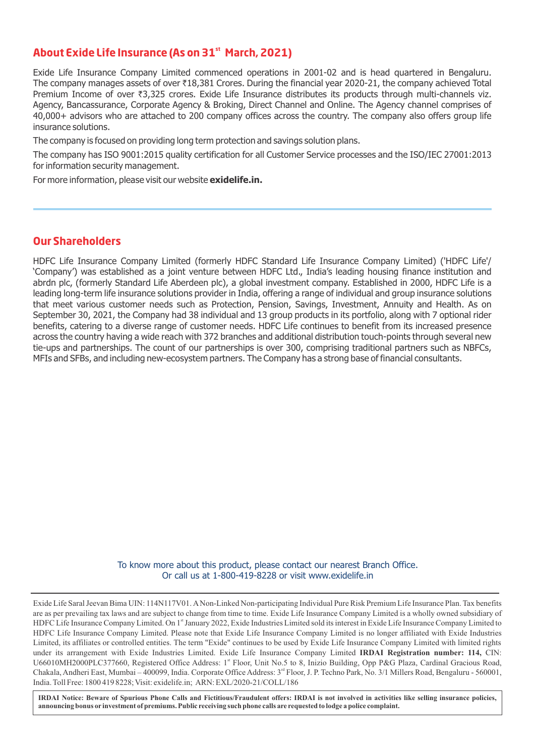## About Exide Life Insurance (As on 31st March, 2021)

Exide Life Insurance Company Limited commenced operations in 2001-02 and is head quartered in Bengaluru. The company manages assets of over ₹18,381 Crores. During the financial year 2020-21, the company achieved Total Premium Income of over ₹3,325 crores. Exide Life Insurance distributes its products through multi-channels viz. Agency, Bancassurance, Corporate Agency & Broking, Direct Channel and Online. The Agency channel comprises of 40,000+ advisors who are attached to 200 company offices across the country. The company also offers group life insurance solutions.

The company is focused on providing long term protection and savings solution plans.

The company has ISO 9001:2015 quality certification for all Customer Service processes and the ISO/IEC 27001:2013 for information security management.

For more information, please visit our website **exidelife.in.**

## Our Shareholders

HDFC Life Insurance Company Limited (formerly HDFC Standard Life Insurance Company Limited) ('HDFC Life'/ 'Company') was established as a joint venture between HDFC Ltd., India's leading housing finance institution and abrdn plc, (formerly Standard Life Aberdeen plc), a global investment company. Established in 2000, HDFC Life is a leading long-term life insurance solutions provider in India, offering a range of individual and group insurance solutions that meet various customer needs such as Protection, Pension, Savings, Investment, Annuity and Health. As on September 30, 2021, the Company had 38 individual and 13 group products in its portfolio, along with 7 optional rider benefits, catering to a diverse range of customer needs. HDFC Life continues to benefit from its increased presence across the country having a wide reach with 372 branches and additional distribution touch-points through several new tie-ups and partnerships. The count of our partnerships is over 300, comprising traditional partners such as NBFCs, MFIs and SFBs, and including new-ecosystem partners. The Company has a strong base of financial consultants.

To know more about this product, please contact our nearest Branch Office.
Or call us at 1-800-419-8228 or visit www.exidelife.in

Exide Life Saral Jeevan Bima UIN: 114N117V01. A Non-Linked Non-participating Individual Pure Risk Premium Life Insurance Plan. Tax benefits are as per prevailing tax laws and are subject to change from time to time. Exide Life Insurance Company Limited is a wholly owned subsidiary of HDFC Life Insurance Company Limited. On 1st January 2022, Exide Industries Limited sold its interest in Exide Life Insurance Company Limited to HDFC Life Insurance Company Limited. Please note that Exide Life Insurance Company Limited is no longer affiliated with Exide Industries Limited, its affiliates or controlled entities. The term "Exide" continues to be used by Exide Life Insurance Company Limited with limited rights under its arrangement with Exide Industries Limited. Exide Life Insurance Company Limited **IRDAI Registration number: 114,** CIN: U66010MH2000PLC377660, Registered Office Address: 1st Floor, Unit No.5 to 8, Inizio Building, Opp P&G Plaza, Cardinal Gracious Road, Chakala, Andheri East, Mumbai – 400099, India. Corporate Office Address: 3rd Floor, J. P. Techno Park, No. 3/1 Millers Road, Bengaluru - 560001, India. Toll Free: 1800 419 8228; Visit: exidelife.in; ARN: EXL/2020-21/COLL/186

**IRDAI Notice: Beware of Spurious Phone Calls and Fictitious/Fraudulent offers: IRDAI is not involved in activities like selling insurance policies, announcing bonus or investment of premiums. Public receiving such phone calls are requested to lodge a police complaint.**